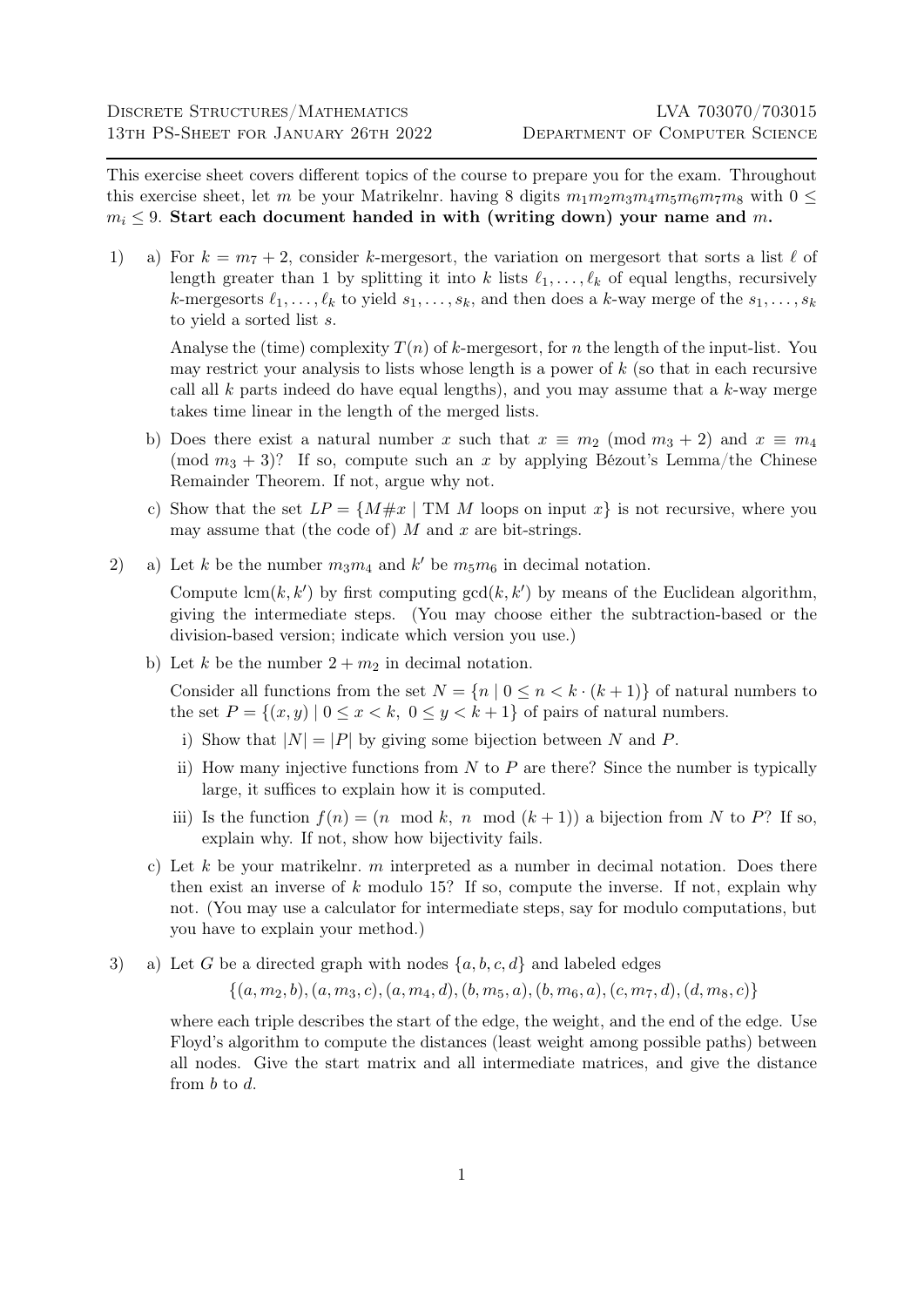Discrete Structures/Mathematics  
13th PS-Sheet for January 26th 2022

LVA 703070/703015  
Department of Computer Science

This exercise sheet covers different topics of the course to prepare you for the exam. Throughout this exercise sheet, let $m$ be your Matrikelnr. having 8 digits $m_1m_2m_3m_4m_5m_6m_7m_8$ with $0 \leq m_i \leq 9$. **Start each document handed in with (writing down) your name and $m$.**

1) a) For $k = m_7 + 2$, consider $k$-mergesort, the variation on mergesort that sorts a list $\ell$ of length greater than 1 by splitting it into $k$ lists $\ell_1, \ldots, \ell_k$ of equal lengths, recursively $k$-mergesorts $\ell_1, \ldots, \ell_k$ to yield $s_1, \ldots, s_k$, and then does a $k$-way merge of the $s_1, \ldots, s_k$ to yield a sorted list $s$.

   Analyse the (time) complexity $T(n)$ of $k$-mergesort, for $n$ the length of the input-list. You may restrict your analysis to lists whose length is a power of $k$ (so that in each recursive call all $k$ parts indeed do have equal lengths), and you may assume that a $k$-way merge takes time linear in the length of the merged lists.

   b) Does there exist a natural number $x$ such that $x \equiv m_2 \pmod{m_3 + 2}$ and $x \equiv m_4 \pmod{m_3 + 3}$? If so, compute such an $x$ by applying Bézout's Lemma/the Chinese Remainder Theorem. If not, argue why not.

   c) Show that the set $LP = \{M\#x \mid \text{TM } M \text{ loops on input } x\}$ is not recursive, where you may assume that (the code of) $M$ and $x$ are bit-strings.

2) a) Let $k$ be the number $m_3m_4$ and $k'$ be $m_5m_6$ in decimal notation.

   Compute $\text{lcm}(k, k')$ by first computing $\gcd(k, k')$ by means of the Euclidean algorithm, giving the intermediate steps. (You may choose either the subtraction-based or the division-based version; indicate which version you use.)

   b) Let $k$ be the number $2 + m_2$ in decimal notation.

   Consider all functions from the set $N = \{n \mid 0 \leq n < k \cdot (k+1)\}$ of natural numbers to the set $P = \{(x, y) \mid 0 \leq x < k,\ 0 \leq y < k + 1\}$ of pairs of natural numbers.

   i) Show that $|N| = |P|$ by giving some bijection between $N$ and $P$.

   ii) How many injective functions from $N$ to $P$ are there? Since the number is typically large, it suffices to explain how it is computed.

   iii) Is the function $f(n) = (n \mod k,\ n \mod (k+1))$ a bijection from $N$ to $P$? If so, explain why. If not, show how bijectivity fails.

   c) Let $k$ be your matrikelnr. $m$ interpreted as a number in decimal notation. Does there then exist an inverse of $k$ modulo 15? If so, compute the inverse. If not, explain why not. (You may use a calculator for intermediate steps, say for modulo computations, but you have to explain your method.)

3) a) Let $G$ be a directed graph with nodes $\{a, b, c, d\}$ and labeled edges

   $$\{(a, m_2, b), (a, m_3, c), (a, m_4, d), (b, m_5, a), (b, m_6, a), (c, m_7, d), (d, m_8, c)\}$$

   where each triple describes the start of the edge, the weight, and the end of the edge. Use Floyd's algorithm to compute the distances (least weight among possible paths) between all nodes. Give the start matrix and all intermediate matrices, and give the distance from $b$ to $d$.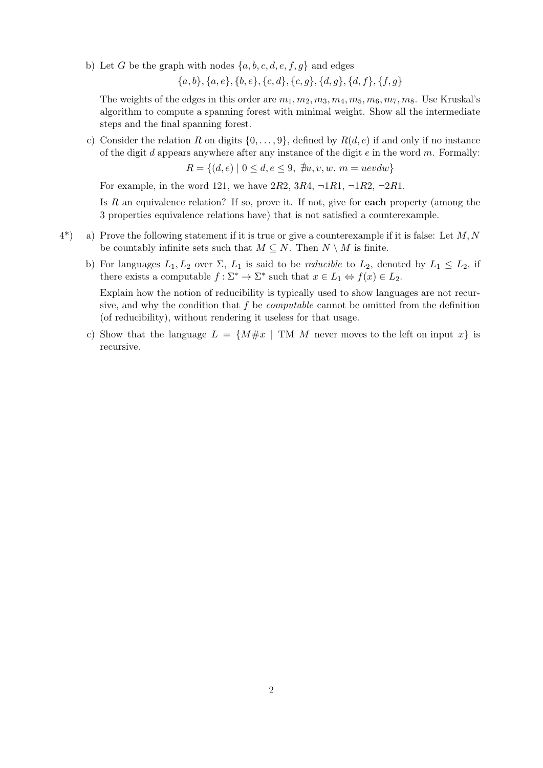b) Let $G$ be the graph with nodes $\{a, b, c, d, e, f, g\}$ and edges

$$\{a, b\}, \{a, e\}, \{b, e\}, \{c, d\}, \{c, g\}, \{d, g\}, \{d, f\}, \{f, g\}$$

The weights of the edges in this order are $m_1, m_2, m_3, m_4, m_5, m_6, m_7, m_8$. Use Kruskal's algorithm to compute a spanning forest with minimal weight. Show all the intermediate steps and the final spanning forest.

c) Consider the relation $R$ on digits $\{0, \ldots, 9\}$, defined by $R(d, e)$ if and only if no instance of the digit $d$ appears anywhere after any instance of the digit $e$ in the word $m$. Formally:

$$R = \{(d, e) \mid 0 \leq d, e \leq 9,\ \nexists u, v, w.\ m = uevdw\}$$

For example, in the word 121, we have $2R2$, $3R4$, $\neg 1R1$, $\neg 1R2$, $\neg 2R1$.

Is $R$ an equivalence relation? If so, prove it. If not, give for **each** property (among the 3 properties equivalence relations have) that is not satisfied a counterexample.

4\*) a) Prove the following statement if it is true or give a counterexample if it is false: Let $M, N$ be countably infinite sets such that $M \subseteq N$. Then $N \setminus M$ is finite.

b) For languages $L_1, L_2$ over $\Sigma$, $L_1$ is said to be *reducible* to $L_2$, denoted by $L_1 \leq L_2$, if there exists a computable $f : \Sigma^* \to \Sigma^*$ such that $x \in L_1 \Leftrightarrow f(x) \in L_2$.

Explain how the notion of reducibility is typically used to show languages are not recursive, and why the condition that $f$ be *computable* cannot be omitted from the definition (of reducibility), without rendering it useless for that usage.

c) Show that the language $L = \{M\#x \mid \text{TM } M \text{ never moves to the left on input } x\}$ is recursive.